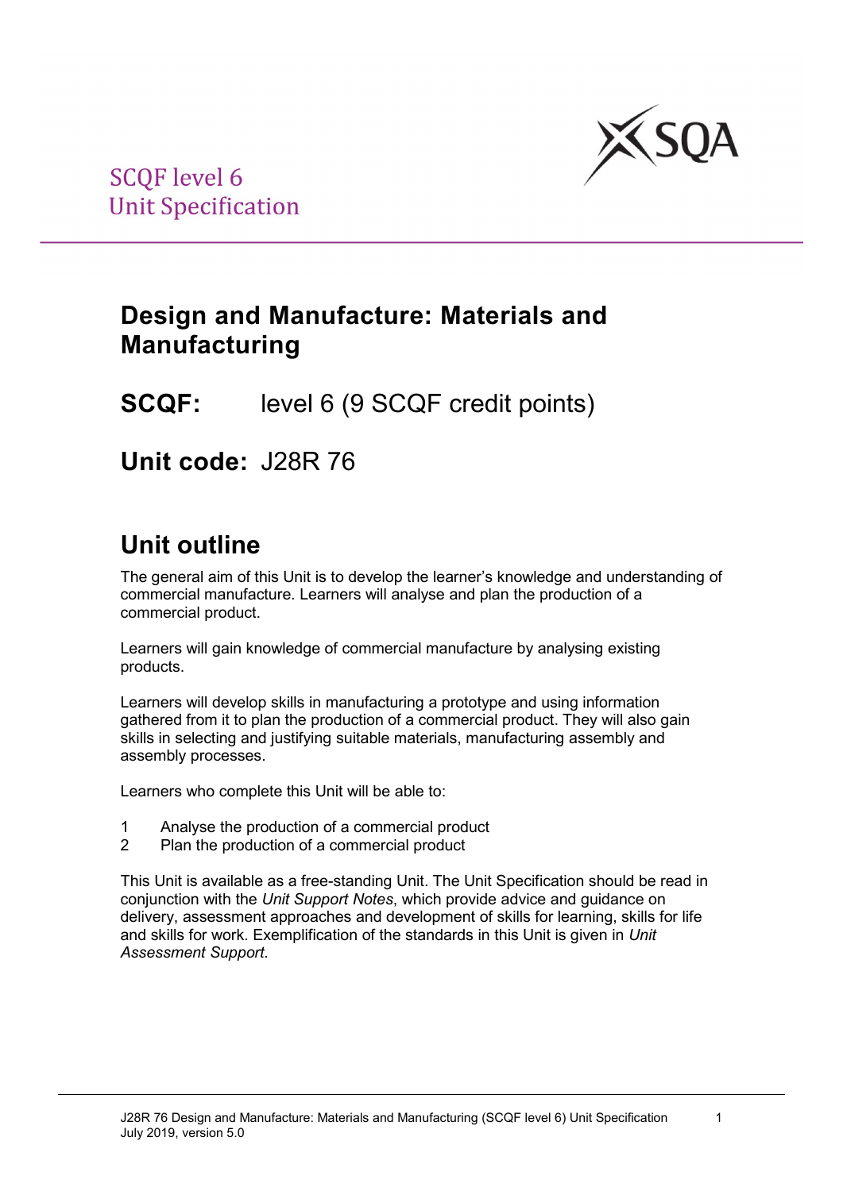SCQF level 6
Unit Specification

# Design and Manufacture: Materials and Manufacturing

**SCQF:** level 6 (9 SCQF credit points)

**Unit code:** J28R 76

## Unit outline

The general aim of this Unit is to develop the learner's knowledge and understanding of commercial manufacture. Learners will analyse and plan the production of a commercial product.

Learners will gain knowledge of commercial manufacture by analysing existing products.

Learners will develop skills in manufacturing a prototype and using information gathered from it to plan the production of a commercial product. They will also gain skills in selecting and justifying suitable materials, manufacturing assembly and assembly processes.

Learners who complete this Unit will be able to:

1. Analyse the production of a commercial product
2. Plan the production of a commercial product

This Unit is available as a free-standing Unit. The Unit Specification should be read in conjunction with the *Unit Support Notes*, which provide advice and guidance on delivery, assessment approaches and development of skills for learning, skills for life and skills for work. Exemplification of the standards in this Unit is given in *Unit Assessment Support*.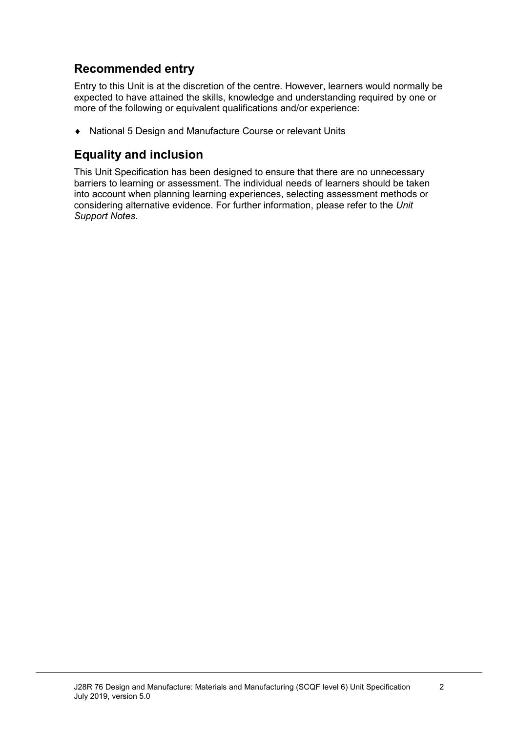## Recommended entry

Entry to this Unit is at the discretion of the centre. However, learners would normally be expected to have attained the skills, knowledge and understanding required by one or more of the following or equivalent qualifications and/or experience:

- National 5 Design and Manufacture Course or relevant Units

## Equality and inclusion

This Unit Specification has been designed to ensure that there are no unnecessary barriers to learning or assessment. The individual needs of learners should be taken into account when planning learning experiences, selecting assessment methods or considering alternative evidence. For further information, please refer to the *Unit Support Notes.*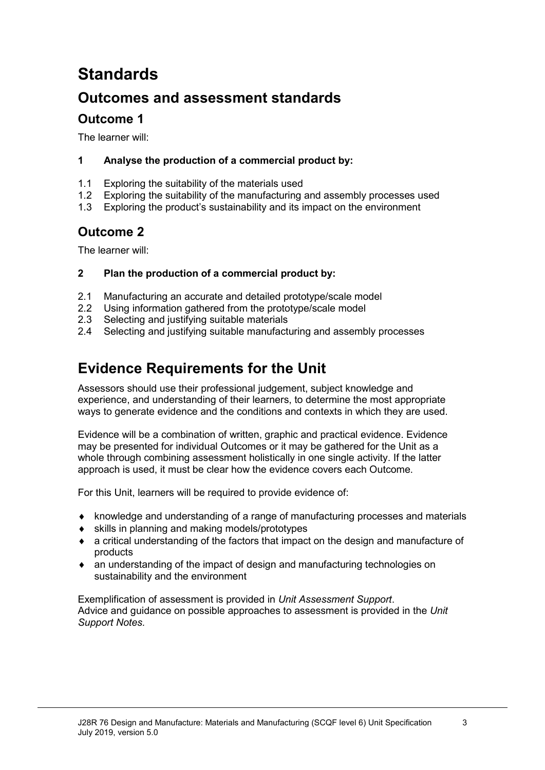# Standards

## Outcomes and assessment standards

### Outcome 1

The learner will:

**1 Analyse the production of a commercial product by:**

1.1 Exploring the suitability of the materials used
1.2 Exploring the suitability of the manufacturing and assembly processes used
1.3 Exploring the product's sustainability and its impact on the environment

### Outcome 2

The learner will:

**2 Plan the production of a commercial product by:**

2.1 Manufacturing an accurate and detailed prototype/scale model
2.2 Using information gathered from the prototype/scale model
2.3 Selecting and justifying suitable materials
2.4 Selecting and justifying suitable manufacturing and assembly processes

# Evidence Requirements for the Unit

Assessors should use their professional judgement, subject knowledge and experience, and understanding of their learners, to determine the most appropriate ways to generate evidence and the conditions and contexts in which they are used.

Evidence will be a combination of written, graphic and practical evidence. Evidence may be presented for individual Outcomes or it may be gathered for the Unit as a whole through combining assessment holistically in one single activity. If the latter approach is used, it must be clear how the evidence covers each Outcome.

For this Unit, learners will be required to provide evidence of:

- knowledge and understanding of a range of manufacturing processes and materials
- skills in planning and making models/prototypes
- a critical understanding of the factors that impact on the design and manufacture of products
- an understanding of the impact of design and manufacturing technologies on sustainability and the environment

Exemplification of assessment is provided in *Unit Assessment Support*.
Advice and guidance on possible approaches to assessment is provided in the *Unit Support Notes.*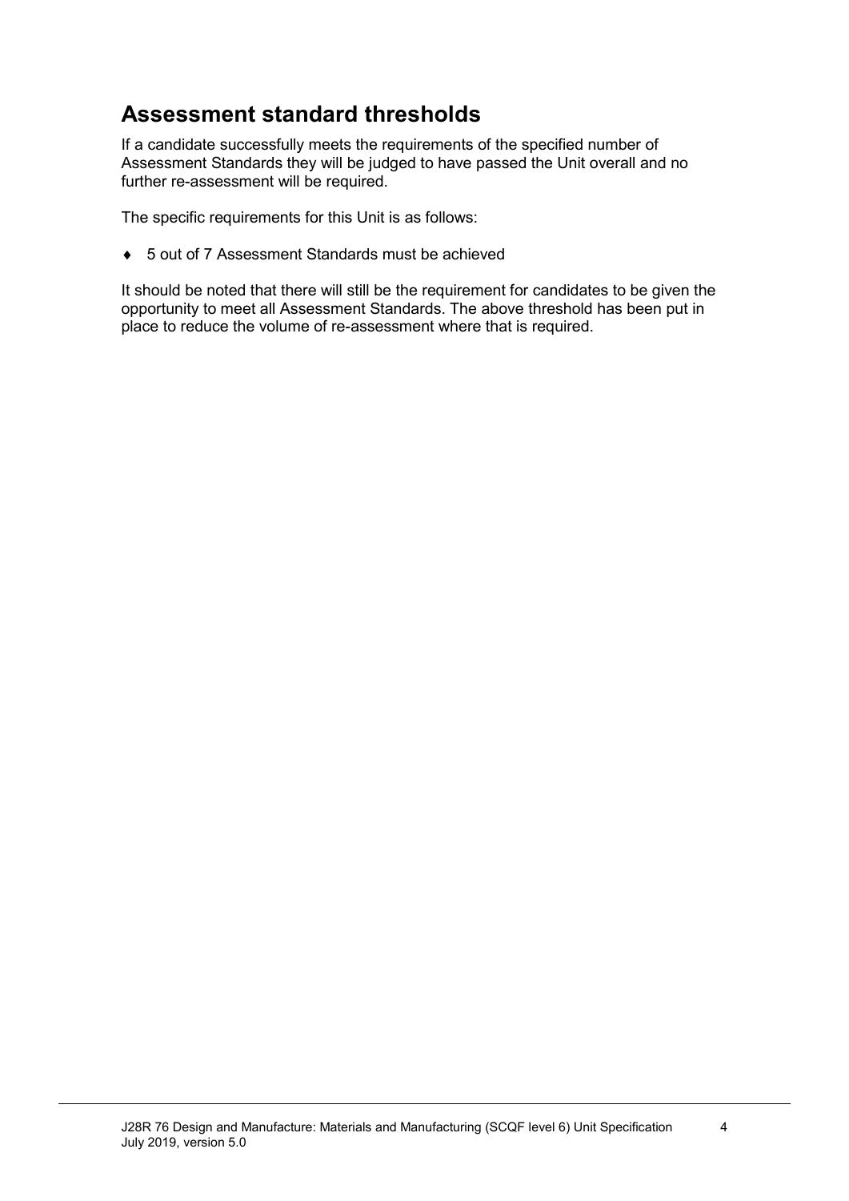## Assessment standard thresholds

If a candidate successfully meets the requirements of the specified number of Assessment Standards they will be judged to have passed the Unit overall and no further re-assessment will be required.

The specific requirements for this Unit is as follows:

- 5 out of 7 Assessment Standards must be achieved

It should be noted that there will still be the requirement for candidates to be given the opportunity to meet all Assessment Standards. The above threshold has been put in place to reduce the volume of re-assessment where that is required.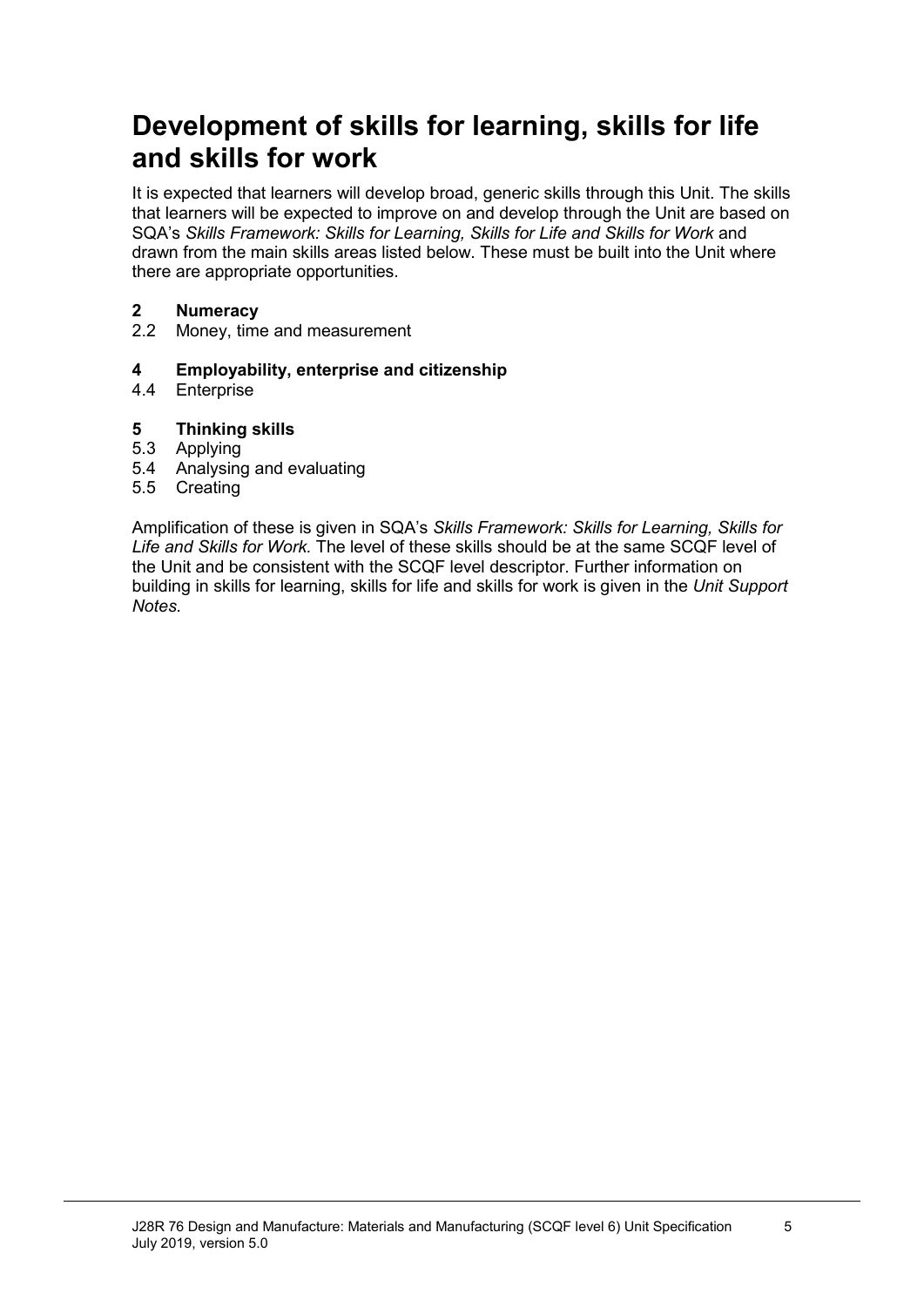# Development of skills for learning, skills for life and skills for work

It is expected that learners will develop broad, generic skills through this Unit. The skills that learners will be expected to improve on and develop through the Unit are based on SQA's *Skills Framework: Skills for Learning, Skills for Life and Skills for Work* and drawn from the main skills areas listed below. These must be built into the Unit where there are appropriate opportunities.

**2 Numeracy**

2.2 Money, time and measurement

**4 Employability, enterprise and citizenship**

4.4 Enterprise

**5 Thinking skills**

5.3 Applying

5.4 Analysing and evaluating

5.5 Creating

Amplification of these is given in SQA's *Skills Framework: Skills for Learning, Skills for Life and Skills for Work.* The level of these skills should be at the same SCQF level of the Unit and be consistent with the SCQF level descriptor. Further information on building in skills for learning, skills for life and skills for work is given in the *Unit Support Notes.*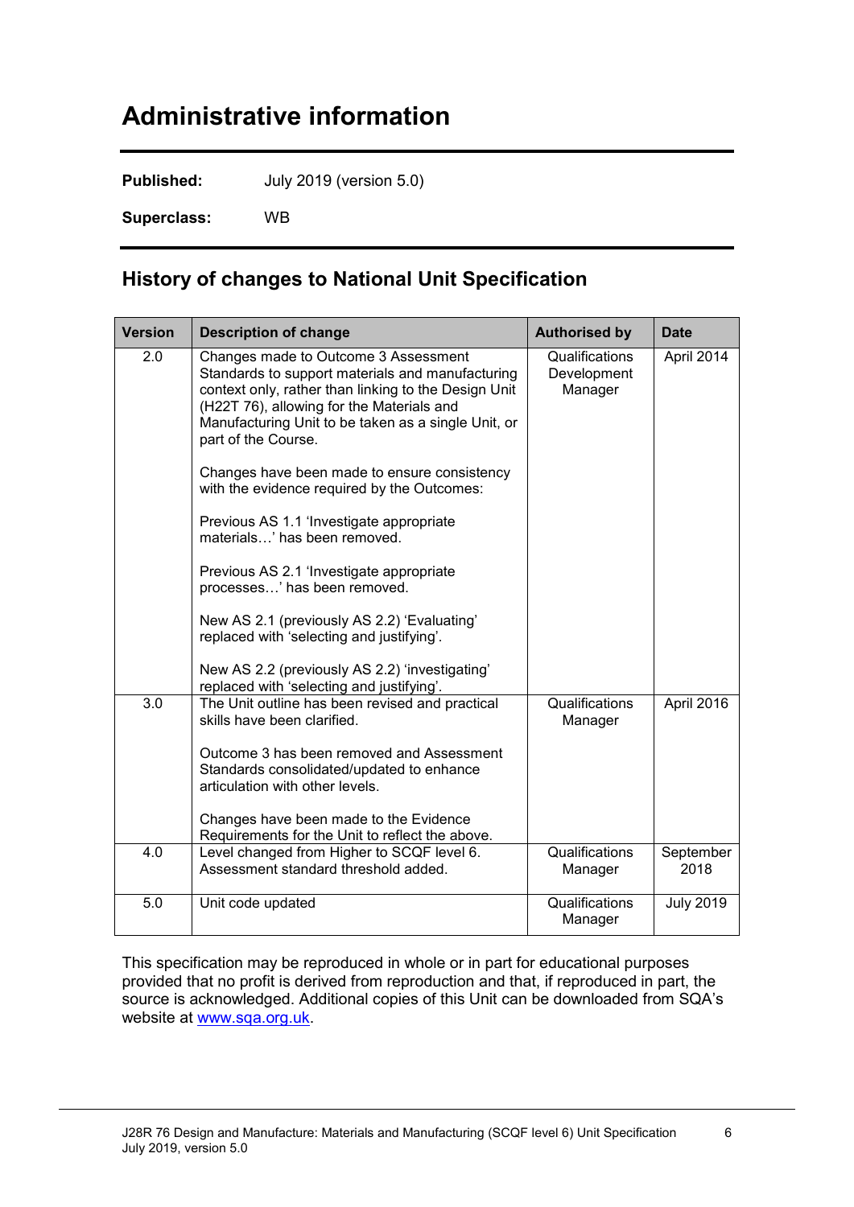# Administrative information

**Published:** July 2019 (version 5.0)

**Superclass:** WB

## History of changes to National Unit Specification

| Version | Description of change | Authorised by | Date |
|---|---|---|---|
| 2.0 | Changes made to Outcome 3 Assessment Standards to support materials and manufacturing context only, rather than linking to the Design Unit (H22T 76), allowing for the Materials and Manufacturing Unit to be taken as a single Unit, or part of the Course.<br><br>Changes have been made to ensure consistency with the evidence required by the Outcomes:<br><br>Previous AS 1.1 'Investigate appropriate materials…' has been removed.<br><br>Previous AS 2.1 'Investigate appropriate processes…' has been removed.<br><br>New AS 2.1 (previously AS 2.2) 'Evaluating' replaced with 'selecting and justifying'.<br><br>New AS 2.2 (previously AS 2.2) 'investigating' replaced with 'selecting and justifying'. | Qualifications Development Manager | April 2014 |
| 3.0 | The Unit outline has been revised and practical skills have been clarified.<br><br>Outcome 3 has been removed and Assessment Standards consolidated/updated to enhance articulation with other levels.<br><br>Changes have been made to the Evidence Requirements for the Unit to reflect the above. | Qualifications Manager | April 2016 |
| 4.0 | Level changed from Higher to SCQF level 6. Assessment standard threshold added. | Qualifications Manager | September 2018 |
| 5.0 | Unit code updated | Qualifications Manager | July 2019 |

This specification may be reproduced in whole or in part for educational purposes provided that no profit is derived from reproduction and that, if reproduced in part, the source is acknowledged. Additional copies of this Unit can be downloaded from SQA's website at [www.sqa.org.uk](http://www.sqa.org.uk).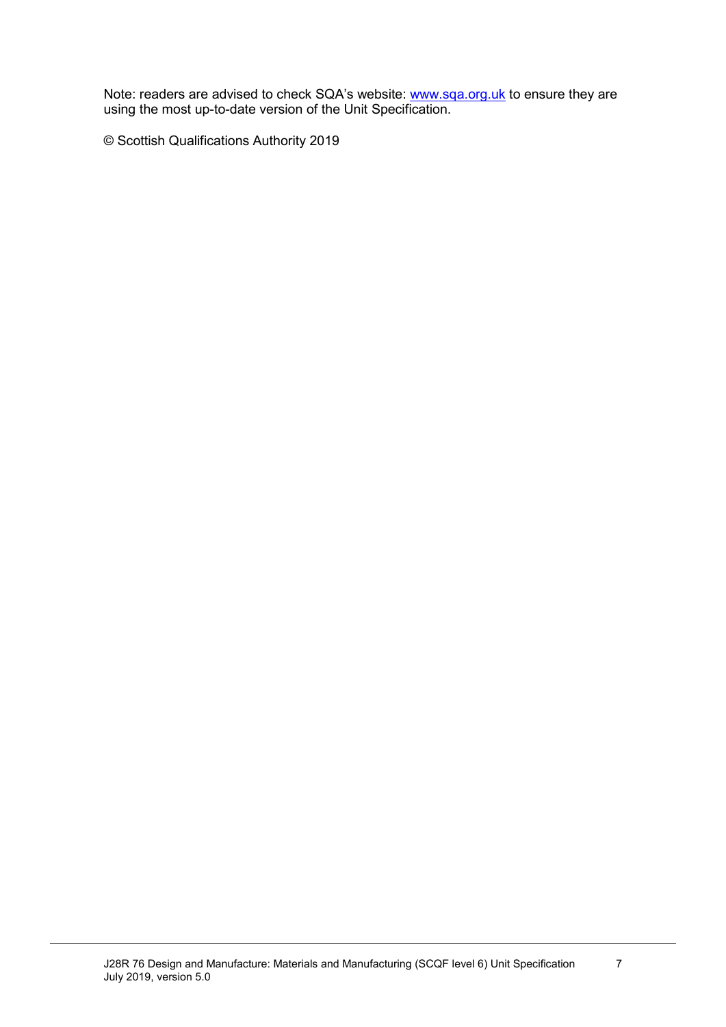Note: readers are advised to check SQA's website: [www.sqa.org.uk](http://www.sqa.org.uk) to ensure they are using the most up-to-date version of the Unit Specification.

© Scottish Qualifications Authority 2019